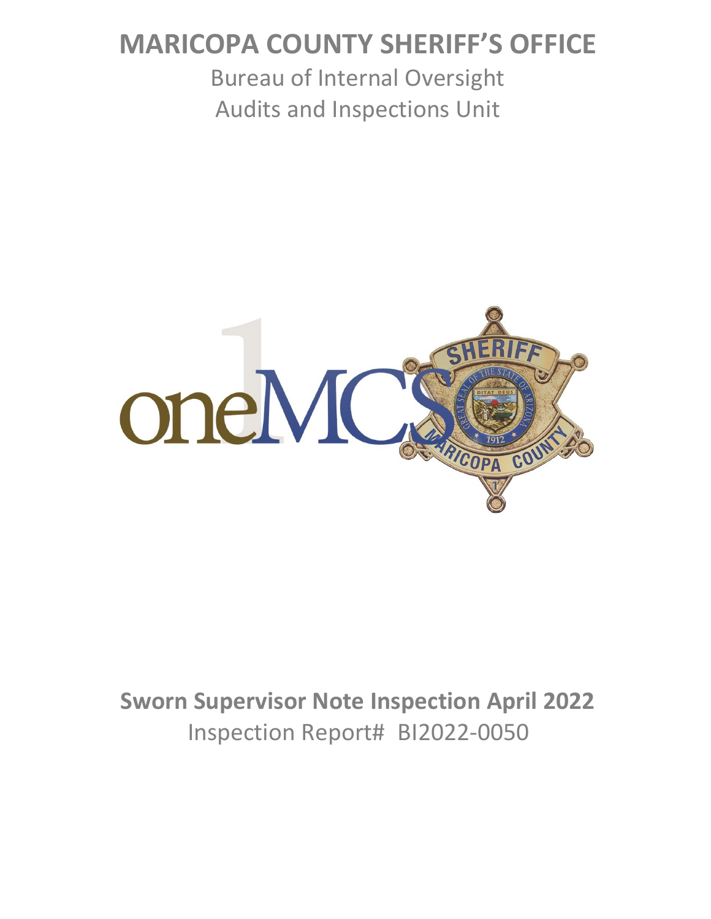# MARICOPA COUNTY SHERIFF'S OFFICE

Bureau of Internal Oversight
Audits and Inspections Unit

## Sworn Supervisor Note Inspection April 2022

Inspection Report# BI2022-0050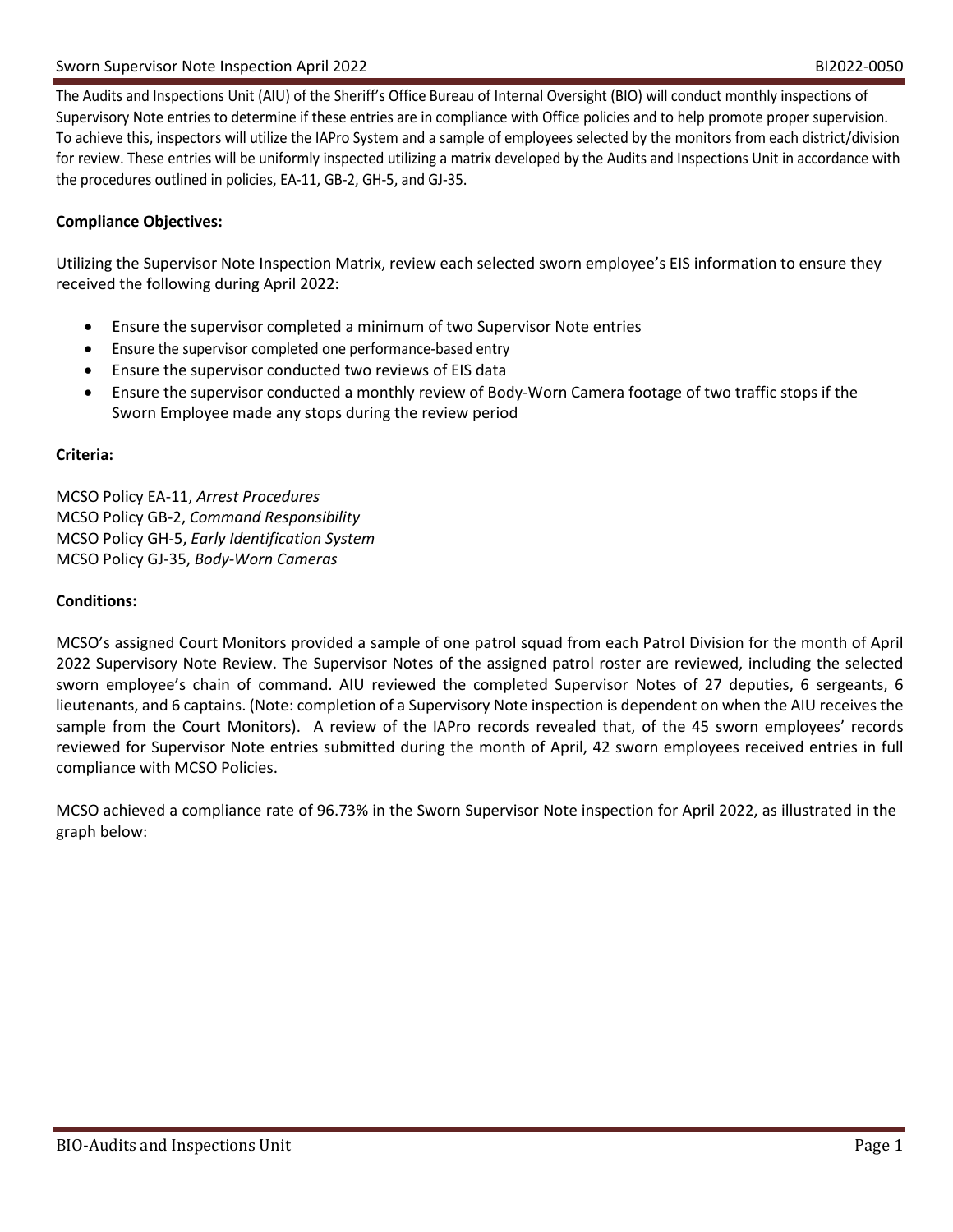The Audits and Inspections Unit (AIU) of the Sheriff's Office Bureau of Internal Oversight (BIO) will conduct monthly inspections of Supervisory Note entries to determine if these entries are in compliance with Office policies and to help promote proper supervision. To achieve this, inspectors will utilize the IAPro System and a sample of employees selected by the monitors from each district/division for review. These entries will be uniformly inspected utilizing a matrix developed by the Audits and Inspections Unit in accordance with the procedures outlined in policies, EA-11, GB-2, GH-5, and GJ-35.

**Compliance Objectives:**

Utilizing the Supervisor Note Inspection Matrix, review each selected sworn employee's EIS information to ensure they received the following during April 2022:

- Ensure the supervisor completed a minimum of two Supervisor Note entries
- Ensure the supervisor completed one performance-based entry
- Ensure the supervisor conducted two reviews of EIS data
- Ensure the supervisor conducted a monthly review of Body-Worn Camera footage of two traffic stops if the Sworn Employee made any stops during the review period

**Criteria:**

MCSO Policy EA-11, *Arrest Procedures*
MCSO Policy GB-2, *Command Responsibility*
MCSO Policy GH-5, *Early Identification System*
MCSO Policy GJ-35, *Body-Worn Cameras*

**Conditions:**

MCSO's assigned Court Monitors provided a sample of one patrol squad from each Patrol Division for the month of April 2022 Supervisory Note Review. The Supervisor Notes of the assigned patrol roster are reviewed, including the selected sworn employee's chain of command. AIU reviewed the completed Supervisor Notes of 27 deputies, 6 sergeants, 6 lieutenants, and 6 captains. (Note: completion of a Supervisory Note inspection is dependent on when the AIU receives the sample from the Court Monitors). A review of the IAPro records revealed that, of the 45 sworn employees' records reviewed for Supervisor Note entries submitted during the month of April, 42 sworn employees received entries in full compliance with MCSO Policies.

MCSO achieved a compliance rate of 96.73% in the Sworn Supervisor Note inspection for April 2022, as illustrated in the graph below: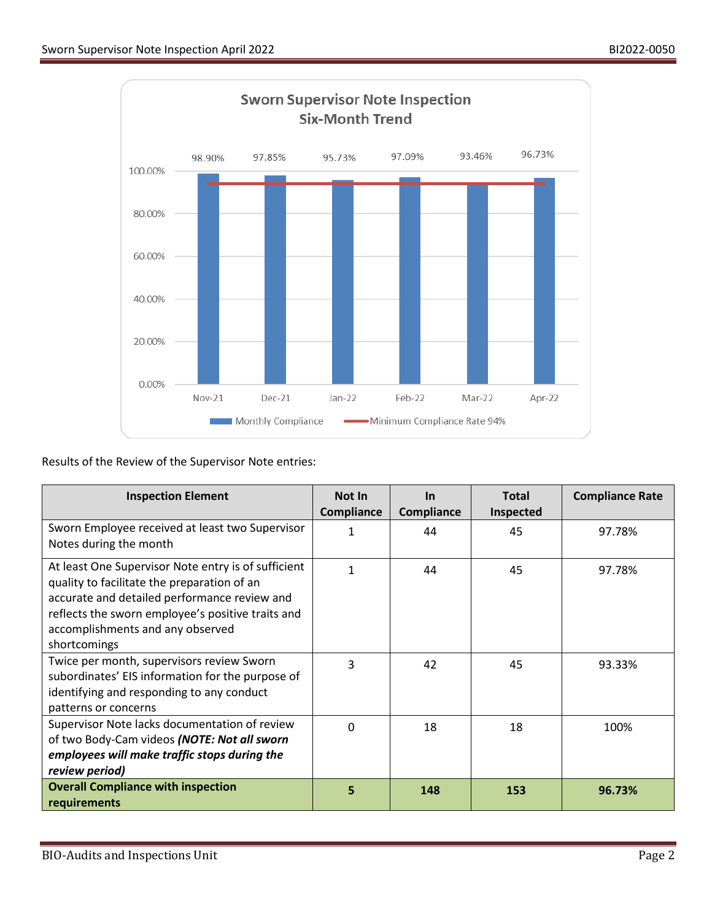Sworn Supervisor Note Inspection
Six-Month Trend

| Month | Monthly Compliance | Minimum Compliance Rate 94% |
|---|---|---|
| Nov-21 | 98.90% | 94% |
| Dec-21 | 97.85% | 94% |
| Jan-22 | 95.73% | 94% |
| Feb-22 | 97.09% | 94% |
| Mar-22 | 93.46% | 94% |
| Apr-22 | 96.73% | 94% |

Results of the Review of the Supervisor Note entries:

| Inspection Element | Not In Compliance | In Compliance | Total Inspected | Compliance Rate |
|---|---|---|---|---|
| Sworn Employee received at least two Supervisor Notes during the month | 1 | 44 | 45 | 97.78% |
| At least One Supervisor Note entry is of sufficient quality to facilitate the preparation of an accurate and detailed performance review and reflects the sworn employee's positive traits and accomplishments and any observed shortcomings | 1 | 44 | 45 | 97.78% |
| Twice per month, supervisors review Sworn subordinates' EIS information for the purpose of identifying and responding to any conduct patterns or concerns | 3 | 42 | 45 | 93.33% |
| Supervisor Note lacks documentation of review of two Body-Cam videos ***(NOTE: Not all sworn employees will make traffic stops during the review period)*** | 0 | 18 | 18 | 100% |
| **Overall Compliance with inspection requirements** | **5** | **148** | **153** | **96.73%** |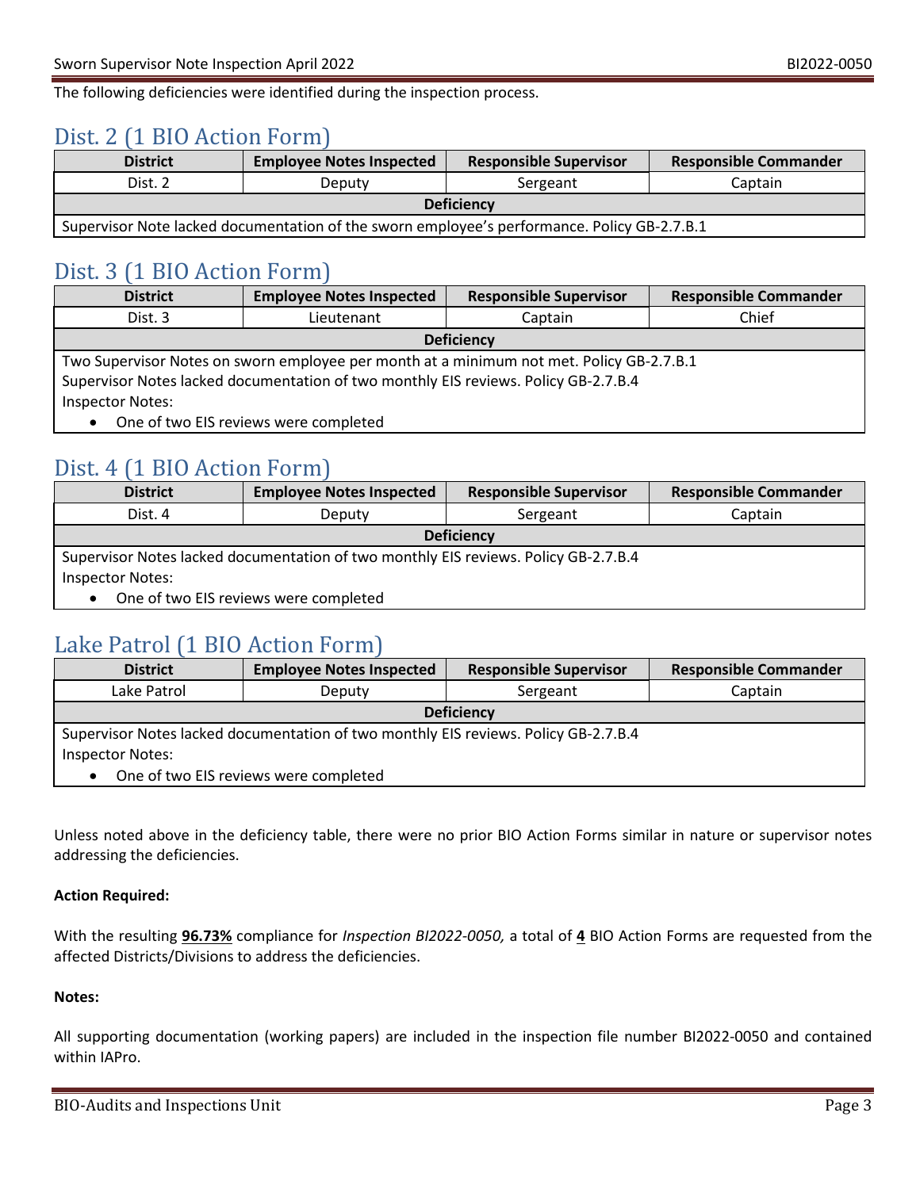The following deficiencies were identified during the inspection process.

## Dist. 2 (1 BIO Action Form)

| District | Employee Notes Inspected | Responsible Supervisor | Responsible Commander |
|---|---|---|---|
| Dist. 2 | Deputy | Sergeant | Captain |
| **Deficiency** | | | |
| Supervisor Note lacked documentation of the sworn employee's performance. Policy GB-2.7.B.1 | | | |

## Dist. 3 (1 BIO Action Form)

| District | Employee Notes Inspected | Responsible Supervisor | Responsible Commander |
|---|---|---|---|
| Dist. 3 | Lieutenant | Captain | Chief |
| **Deficiency** | | | |
| Two Supervisor Notes on sworn employee per month at a minimum not met. Policy GB-2.7.B.1<br>Supervisor Notes lacked documentation of two monthly EIS reviews. Policy GB-2.7.B.4<br>Inspector Notes:<br>• One of two EIS reviews were completed | | | |

## Dist. 4 (1 BIO Action Form)

| District | Employee Notes Inspected | Responsible Supervisor | Responsible Commander |
|---|---|---|---|
| Dist. 4 | Deputy | Sergeant | Captain |
| **Deficiency** | | | |
| Supervisor Notes lacked documentation of two monthly EIS reviews. Policy GB-2.7.B.4<br>Inspector Notes:<br>• One of two EIS reviews were completed | | | |

## Lake Patrol (1 BIO Action Form)

| District | Employee Notes Inspected | Responsible Supervisor | Responsible Commander |
|---|---|---|---|
| Lake Patrol | Deputy | Sergeant | Captain |
| **Deficiency** | | | |
| Supervisor Notes lacked documentation of two monthly EIS reviews. Policy GB-2.7.B.4<br>Inspector Notes:<br>• One of two EIS reviews were completed | | | |

Unless noted above in the deficiency table, there were no prior BIO Action Forms similar in nature or supervisor notes addressing the deficiencies.

**Action Required:**

With the resulting **96.73%** compliance for *Inspection BI2022-0050,* a total of **4** BIO Action Forms are requested from the affected Districts/Divisions to address the deficiencies.

**Notes:**

All supporting documentation (working papers) are included in the inspection file number BI2022-0050 and contained within IAPro.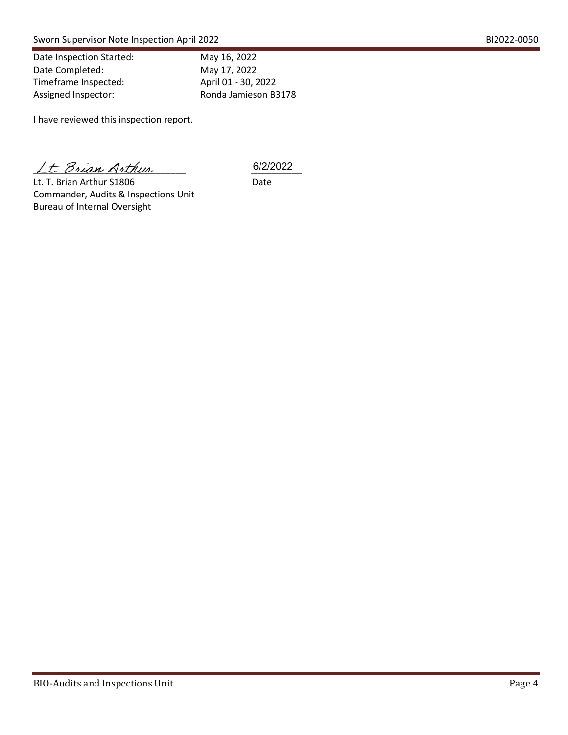| | |
|---|---|
| Date Inspection Started: | May 16, 2022 |
| Date Completed: | May 17, 2022 |
| Timeframe Inspected: | April 01 - 30, 2022 |
| Assigned Inspector: | Ronda Jamieson B3178 |

I have reviewed this inspection report.

*Lt. Brian Arthur* 6/2/2022

Lt. T. Brian Arthur S1806 Date
Commander, Audits & Inspections Unit
Bureau of Internal Oversight